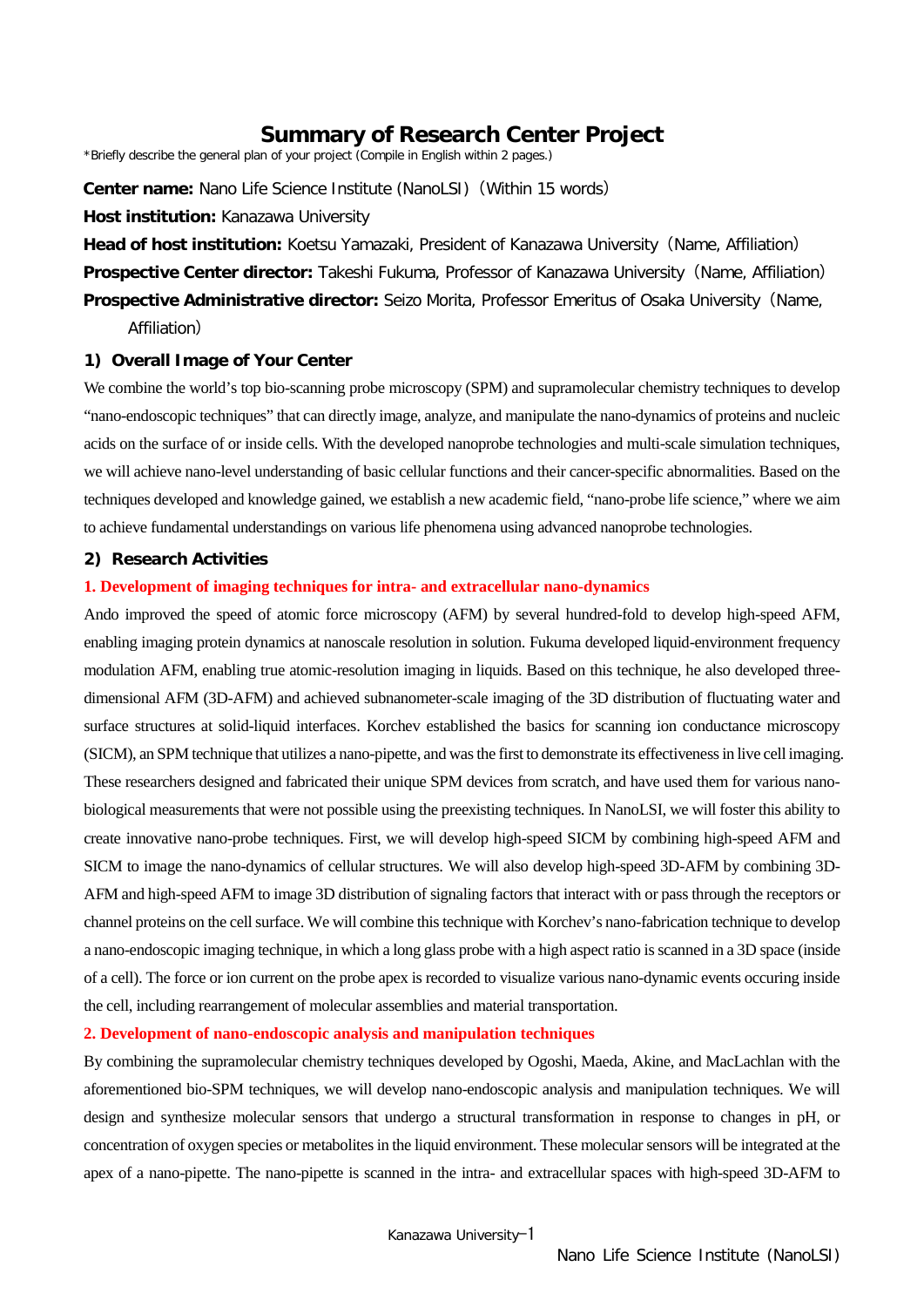# Summary of Research Center Project

*Briefly describe the general plan of your project (Compile in English within 2 pages.)

**Center name:** Nano Life Science Institute (NanoLSI) (Within 15 words)

**Host institution:** Kanazawa University

**Head of host institution:** Koetsu Yamazaki, President of Kanazawa University (Name, Affiliation)

**Prospective Center director:** Takeshi Fukuma, Professor of Kanazawa University (Name, Affiliation)

**Prospective Administrative director:** Seizo Morita, Professor Emeritus of Osaka University (Name, Affiliation)

## 1) Overall Image of Your Center

We combine the world's top bio-scanning probe microscopy (SPM) and supramolecular chemistry techniques to develop "nano-endoscopic techniques" that can directly image, analyze, and manipulate the nano-dynamics of proteins and nucleic acids on the surface of or inside cells. With the developed nanoprobe technologies and multi-scale simulation techniques, we will achieve nano-level understanding of basic cellular functions and their cancer-specific abnormalities. Based on the techniques developed and knowledge gained, we establish a new academic field, "nano-probe life science," where we aim to achieve fundamental understandings on various life phenomena using advanced nanoprobe technologies.

## 2) Research Activities

### 1. Development of imaging techniques for intra- and extracellular nano-dynamics

Ando improved the speed of atomic force microscopy (AFM) by several hundred-fold to develop high-speed AFM, enabling imaging protein dynamics at nanoscale resolution in solution. Fukuma developed liquid-environment frequency modulation AFM, enabling true atomic-resolution imaging in liquids. Based on this technique, he also developed three-dimensional AFM (3D-AFM) and achieved subnanometer-scale imaging of the 3D distribution of fluctuating water and surface structures at solid-liquid interfaces. Korchev established the basics for scanning ion conductance microscopy (SICM), an SPM technique that utilizes a nano-pipette, and was the first to demonstrate its effectiveness in live cell imaging. These researchers designed and fabricated their unique SPM devices from scratch, and have used them for various nano-biological measurements that were not possible using the preexisting techniques. In NanoLSI, we will foster this ability to create innovative nano-probe techniques. First, we will develop high-speed SICM by combining high-speed AFM and SICM to image the nano-dynamics of cellular structures. We will also develop high-speed 3D-AFM by combining 3D-AFM and high-speed AFM to image 3D distribution of signaling factors that interact with or pass through the receptors or channel proteins on the cell surface. We will combine this technique with Korchev's nano-fabrication technique to develop a nano-endoscopic imaging technique, in which a long glass probe with a high aspect ratio is scanned in a 3D space (inside of a cell). The force or ion current on the probe apex is recorded to visualize various nano-dynamic events occuring inside the cell, including rearrangement of molecular assemblies and material transportation.

### 2. Development of nano-endoscopic analysis and manipulation techniques

By combining the supramolecular chemistry techniques developed by Ogoshi, Maeda, Akine, and MacLachlan with the aforementioned bio-SPM techniques, we will develop nano-endoscopic analysis and manipulation techniques. We will design and synthesize molecular sensors that undergo a structural transformation in response to changes in pH, or concentration of oxygen species or metabolites in the liquid environment. These molecular sensors will be integrated at the apex of a nano-pipette. The nano-pipette is scanned in the intra- and extracellular spaces with high-speed 3D-AFM to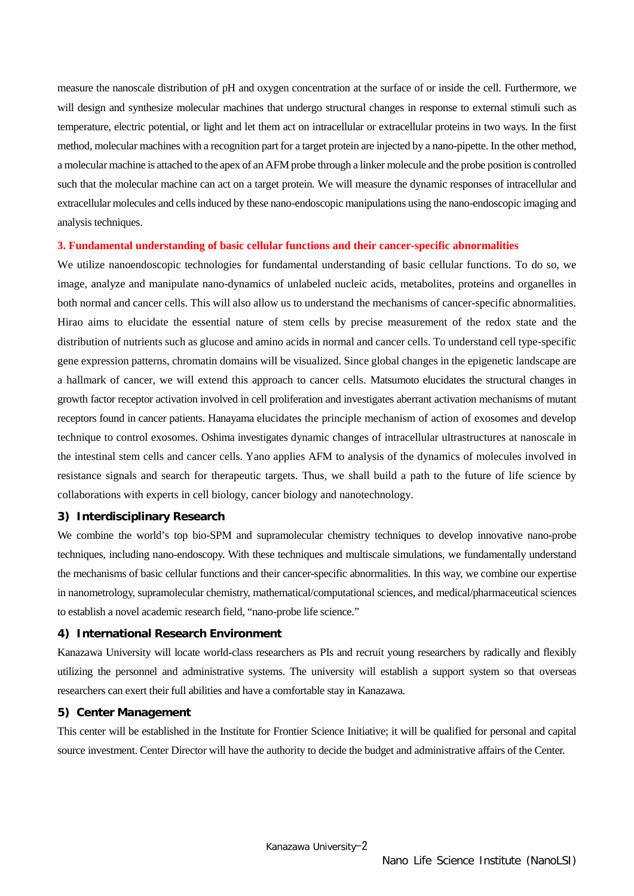measure the nanoscale distribution of pH and oxygen concentration at the surface of or inside the cell. Furthermore, we will design and synthesize molecular machines that undergo structural changes in response to external stimuli such as temperature, electric potential, or light and let them act on intracellular or extracellular proteins in two ways. In the first method, molecular machines with a recognition part for a target protein are injected by a nano-pipette. In the other method, a molecular machine is attached to the apex of an AFM probe through a linker molecule and the probe position is controlled such that the molecular machine can act on a target protein. We will measure the dynamic responses of intracellular and extracellular molecules and cells induced by these nano-endoscopic manipulations using the nano-endoscopic imaging and analysis techniques.

**3. Fundamental understanding of basic cellular functions and their cancer-specific abnormalities**

We utilize nanoendoscopic technologies for fundamental understanding of basic cellular functions. To do so, we image, analyze and manipulate nano-dynamics of unlabeled nucleic acids, metabolites, proteins and organelles in both normal and cancer cells. This will also allow us to understand the mechanisms of cancer-specific abnormalities. Hirao aims to elucidate the essential nature of stem cells by precise measurement of the redox state and the distribution of nutrients such as glucose and amino acids in normal and cancer cells. To understand cell type-specific gene expression patterns, chromatin domains will be visualized. Since global changes in the epigenetic landscape are a hallmark of cancer, we will extend this approach to cancer cells. Matsumoto elucidates the structural changes in growth factor receptor activation involved in cell proliferation and investigates aberrant activation mechanisms of mutant receptors found in cancer patients. Hanayama elucidates the principle mechanism of action of exosomes and develop technique to control exosomes. Oshima investigates dynamic changes of intracellular ultrastructures at nanoscale in the intestinal stem cells and cancer cells. Yano applies AFM to analysis of the dynamics of molecules involved in resistance signals and search for therapeutic targets. Thus, we shall build a path to the future of life science by collaborations with experts in cell biology, cancer biology and nanotechnology.

### 3) Interdisciplinary Research

We combine the world's top bio-SPM and supramolecular chemistry techniques to develop innovative nano-probe techniques, including nano-endoscopy. With these techniques and multiscale simulations, we fundamentally understand the mechanisms of basic cellular functions and their cancer-specific abnormalities. In this way, we combine our expertise in nanometrology, supramolecular chemistry, mathematical/computational sciences, and medical/pharmaceutical sciences to establish a novel academic research field, "nano-probe life science."

### 4) International Research Environment

Kanazawa University will locate world-class researchers as PIs and recruit young researchers by radically and flexibly utilizing the personnel and administrative systems. The university will establish a support system so that overseas researchers can exert their full abilities and have a comfortable stay in Kanazawa.

### 5) Center Management

This center will be established in the Institute for Frontier Science Initiative; it will be qualified for personal and capital source investment. Center Director will have the authority to decide the budget and administrative affairs of the Center.